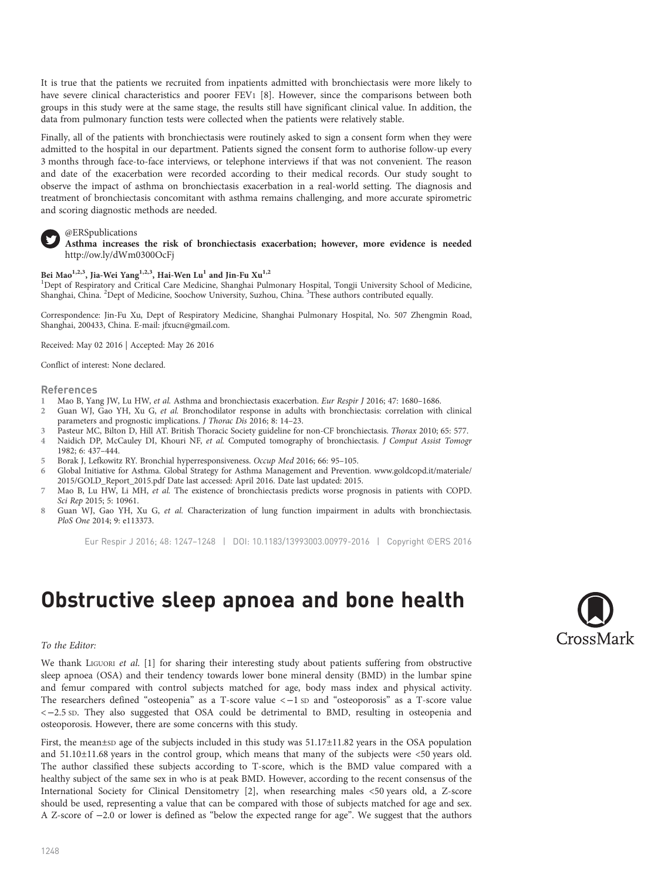It is true that the patients we recruited from inpatients admitted with bronchiectasis were more likely to have severe clinical characteristics and poorer $FEV_1$ [8]. However, since the comparisons between both groups in this study were at the same stage, the results still have significant clinical value. In addition, the data from pulmonary function tests were collected when the patients were relatively stable.

Finally, all of the patients with bronchiectasis were routinely asked to sign a consent form when they were admitted to the hospital in our department. Patients signed the consent form to authorise follow-up every 3 months through face-to-face interviews, or telephone interviews if that was not convenient. The reason and date of the exacerbation were recorded according to their medical records. Our study sought to observe the impact of asthma on bronchiectasis exacerbation in a real-world setting. The diagnosis and treatment of bronchiectasis concomitant with asthma remains challenging, and more accurate spirometric and scoring diagnostic methods are needed.

@ERSpublications
**Asthma increases the risk of bronchiectasis exacerbation; however, more evidence is needed** http://ow.ly/dWm0300OcFj

**Bei Mao[1,2,3], Jia-Wei Yang[1,2,3], Hai-Wen Lu[1] and Jin-Fu Xu[1,2]**
[1]Dept of Respiratory and Critical Care Medicine, Shanghai Pulmonary Hospital, Tongji University School of Medicine, Shanghai, China. [2]Dept of Medicine, Soochow University, Suzhou, China. [3]These authors contributed equally.

Correspondence: Jin-Fu Xu, Dept of Respiratory Medicine, Shanghai Pulmonary Hospital, No. 507 Zhengmin Road, Shanghai, 200433, China. E-mail: jfxucn@gmail.com.

Received: May 02 2016 | Accepted: May 26 2016

Conflict of interest: None declared.

## References

1. Mao B, Yang JW, Lu HW, *et al.* Asthma and bronchiectasis exacerbation. *Eur Respir J* 2016; 47: 1680–1686.
2. Guan WJ, Gao YH, Xu G, *et al.* Bronchodilator response in adults with bronchiectasis: correlation with clinical parameters and prognostic implications. *J Thorac Dis* 2016; 8: 14–23.
3. Pasteur MC, Bilton D, Hill AT. British Thoracic Society guideline for non-CF bronchiectasis. *Thorax* 2010; 65: 577.
4. Naidich DP, McCauley DI, Khouri NF, *et al.* Computed tomography of bronchiectasis. *J Comput Assist Tomogr* 1982; 6: 437–444.
5. Borak J, Lefkowitz RY. Bronchial hyperresponsiveness. *Occup Med* 2016; 66: 95–105.
6. Global Initiative for Asthma. Global Strategy for Asthma Management and Prevention. www.goldcopd.it/materiale/2015/GOLD_Report_2015.pdf Date last accessed: April 2016. Date last updated: 2015.
7. Mao B, Lu HW, Li MH, *et al.* The existence of bronchiectasis predicts worse prognosis in patients with COPD. *Sci Rep* 2015; 5: 10961.
8. Guan WJ, Gao YH, Xu G, *et al.* Characterization of lung function impairment in adults with bronchiectasis. *PloS One* 2014; 9: e113373.

Eur Respir J 2016; 48: 1247–1248 | DOI: 10.1183/13993003.00979-2016 | Copyright ©ERS 2016

# Obstructive sleep apnoea and bone health

*To the Editor:*

We thank Liguori *et al.* [1] for sharing their interesting study about patients suffering from obstructive sleep apnoea (OSA) and their tendency towards lower bone mineral density (BMD) in the lumbar spine and femur compared with control subjects matched for age, body mass index and physical activity. The researchers defined "osteopenia" as a T-score value $<-1$ SD and "osteoporosis" as a T-score value $<-2.5$ SD. They also suggested that OSA could be detrimental to BMD, resulting in osteopenia and osteoporosis. However, there are some concerns with this study.

First, the mean±SD age of the subjects included in this study was 51.17±11.82 years in the OSA population and 51.10±11.68 years in the control group, which means that many of the subjects were <50 years old. The author classified these subjects according to T-score, which is the BMD value compared with a healthy subject of the same sex in who is at peak BMD. However, according to the recent consensus of the International Society for Clinical Densitometry [2], when researching males <50 years old, a Z-score should be used, representing a value that can be compared with those of subjects matched for age and sex. A Z-score of −2.0 or lower is defined as "below the expected range for age". We suggest that the authors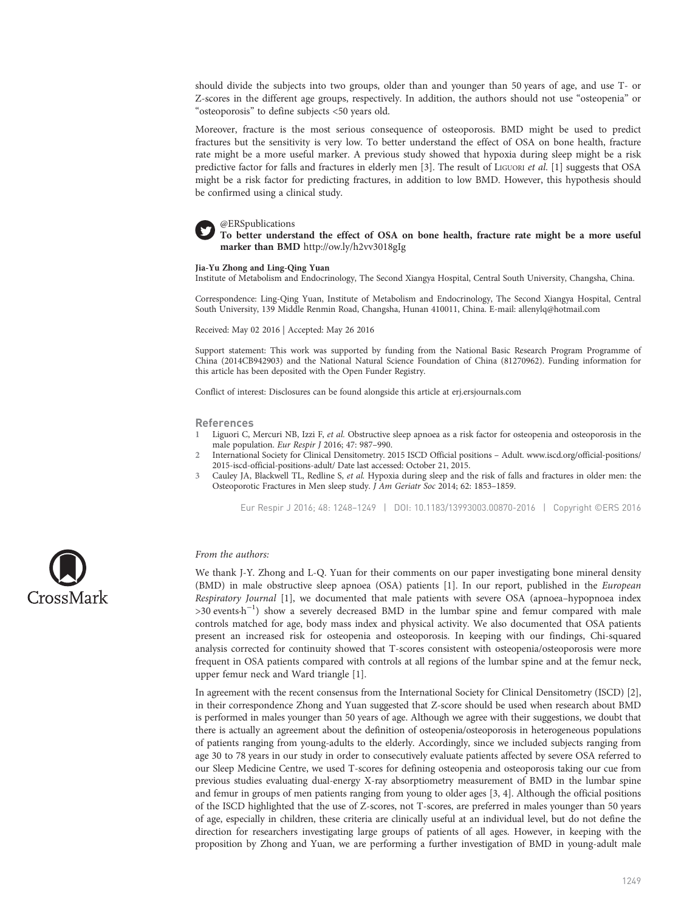should divide the subjects into two groups, older than and younger than 50 years of age, and use T- or Z-scores in the different age groups, respectively. In addition, the authors should not use "osteopenia" or "osteoporosis" to define subjects <50 years old.

Moreover, fracture is the most serious consequence of osteoporosis. BMD might be used to predict fractures but the sensitivity is very low. To better understand the effect of OSA on bone health, fracture rate might be a more useful marker. A previous study showed that hypoxia during sleep might be a risk predictive factor for falls and fractures in elderly men [3]. The result of Liguori *et al.* [1] suggests that OSA might be a risk factor for predicting fractures, in addition to low BMD. However, this hypothesis should be confirmed using a clinical study.

@ERSpublications
**To better understand the effect of OSA on bone health, fracture rate might be a more useful marker than BMD** http://ow.ly/h2vv3018gIg

**Jia-Yu Zhong and Ling-Qing Yuan**
Institute of Metabolism and Endocrinology, The Second Xiangya Hospital, Central South University, Changsha, China.

Correspondence: Ling-Qing Yuan, Institute of Metabolism and Endocrinology, The Second Xiangya Hospital, Central South University, 139 Middle Renmin Road, Changsha, Hunan 410011, China. E-mail: allenylq@hotmail.com

Received: May 02 2016 | Accepted: May 26 2016

Support statement: This work was supported by funding from the National Basic Research Program Programme of China (2014CB942903) and the National Natural Science Foundation of China (81270962). Funding information for this article has been deposited with the Open Funder Registry.

Conflict of interest: Disclosures can be found alongside this article at erj.ersjournals.com

## References

1. Liguori C, Mercuri NB, Izzi F, *et al.* Obstructive sleep apnoea as a risk factor for osteopenia and osteoporosis in the male population. *Eur Respir J* 2016; 47: 987–990.
2. International Society for Clinical Densitometry. 2015 ISCD Official positions – Adult. www.iscd.org/official-positions/2015-iscd-official-positions-adult/ Date last accessed: October 21, 2015.
3. Cauley JA, Blackwell TL, Redline S, *et al.* Hypoxia during sleep and the risk of falls and fractures in older men: the Osteoporotic Fractures in Men sleep study. *J Am Geriatr Soc* 2014; 62: 1853–1859.

Eur Respir J 2016; 48: 1248–1249 | DOI: 10.1183/13993003.00870-2016 | Copyright ©ERS 2016

*From the authors:*

We thank J-Y. Zhong and L-Q. Yuan for their comments on our paper investigating bone mineral density (BMD) in male obstructive sleep apnoea (OSA) patients [1]. In our report, published in the *European Respiratory Journal* [1], we documented that male patients with severe OSA (apnoea–hypopnoea index >30 events·h$^{-1}$) show a severely decreased BMD in the lumbar spine and femur compared with male controls matched for age, body mass index and physical activity. We also documented that OSA patients present an increased risk for osteopenia and osteoporosis. In keeping with our findings, Chi-squared analysis corrected for continuity showed that T-scores consistent with osteopenia/osteoporosis were more frequent in OSA patients compared with controls at all regions of the lumbar spine and at the femur neck, upper femur neck and Ward triangle [1].

In agreement with the recent consensus from the International Society for Clinical Densitometry (ISCD) [2], in their correspondence Zhong and Yuan suggested that Z-score should be used when research about BMD is performed in males younger than 50 years of age. Although we agree with their suggestions, we doubt that there is actually an agreement about the definition of osteopenia/osteoporosis in heterogeneous populations of patients ranging from young-adults to the elderly. Accordingly, since we included subjects ranging from age 30 to 78 years in our study in order to consecutively evaluate patients affected by severe OSA referred to our Sleep Medicine Centre, we used T-scores for defining osteopenia and osteoporosis taking our cue from previous studies evaluating dual-energy X-ray absorptiometry measurement of BMD in the lumbar spine and femur in groups of men patients ranging from young to older ages [3, 4]. Although the official positions of the ISCD highlighted that the use of Z-scores, not T-scores, are preferred in males younger than 50 years of age, especially in children, these criteria are clinically useful at an individual level, but do not define the direction for researchers investigating large groups of patients of all ages. However, in keeping with the proposition by Zhong and Yuan, we are performing a further investigation of BMD in young-adult male